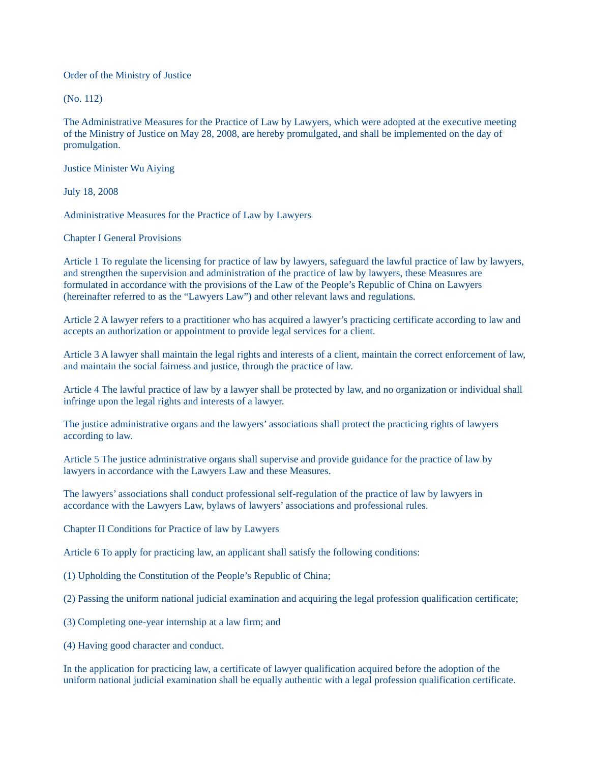Order of the Ministry of Justice

(No. 112)

The Administrative Measures for the Practice of Law by Lawyers, which were adopted at the executive meeting of the Ministry of Justice on May 28, 2008, are hereby promulgated, and shall be implemented on the day of promulgation.

Justice Minister Wu Aiying

July 18, 2008

# Administrative Measures for the Practice of Law by Lawyers

## Chapter I General Provisions

Article 1 To regulate the licensing for practice of law by lawyers, safeguard the lawful practice of law by lawyers, and strengthen the supervision and administration of the practice of law by lawyers, these Measures are formulated in accordance with the provisions of the Law of the People's Republic of China on Lawyers (hereinafter referred to as the "Lawyers Law") and other relevant laws and regulations.

Article 2 A lawyer refers to a practitioner who has acquired a lawyer's practicing certificate according to law and accepts an authorization or appointment to provide legal services for a client.

Article 3 A lawyer shall maintain the legal rights and interests of a client, maintain the correct enforcement of law, and maintain the social fairness and justice, through the practice of law.

Article 4 The lawful practice of law by a lawyer shall be protected by law, and no organization or individual shall infringe upon the legal rights and interests of a lawyer.

The justice administrative organs and the lawyers' associations shall protect the practicing rights of lawyers according to law.

Article 5 The justice administrative organs shall supervise and provide guidance for the practice of law by lawyers in accordance with the Lawyers Law and these Measures.

The lawyers' associations shall conduct professional self-regulation of the practice of law by lawyers in accordance with the Lawyers Law, bylaws of lawyers' associations and professional rules.

## Chapter II Conditions for Practice of law by Lawyers

Article 6 To apply for practicing law, an applicant shall satisfy the following conditions:

(1) Upholding the Constitution of the People's Republic of China;

(2) Passing the uniform national judicial examination and acquiring the legal profession qualification certificate;

(3) Completing one-year internship at a law firm; and

(4) Having good character and conduct.

In the application for practicing law, a certificate of lawyer qualification acquired before the adoption of the uniform national judicial examination shall be equally authentic with a legal profession qualification certificate.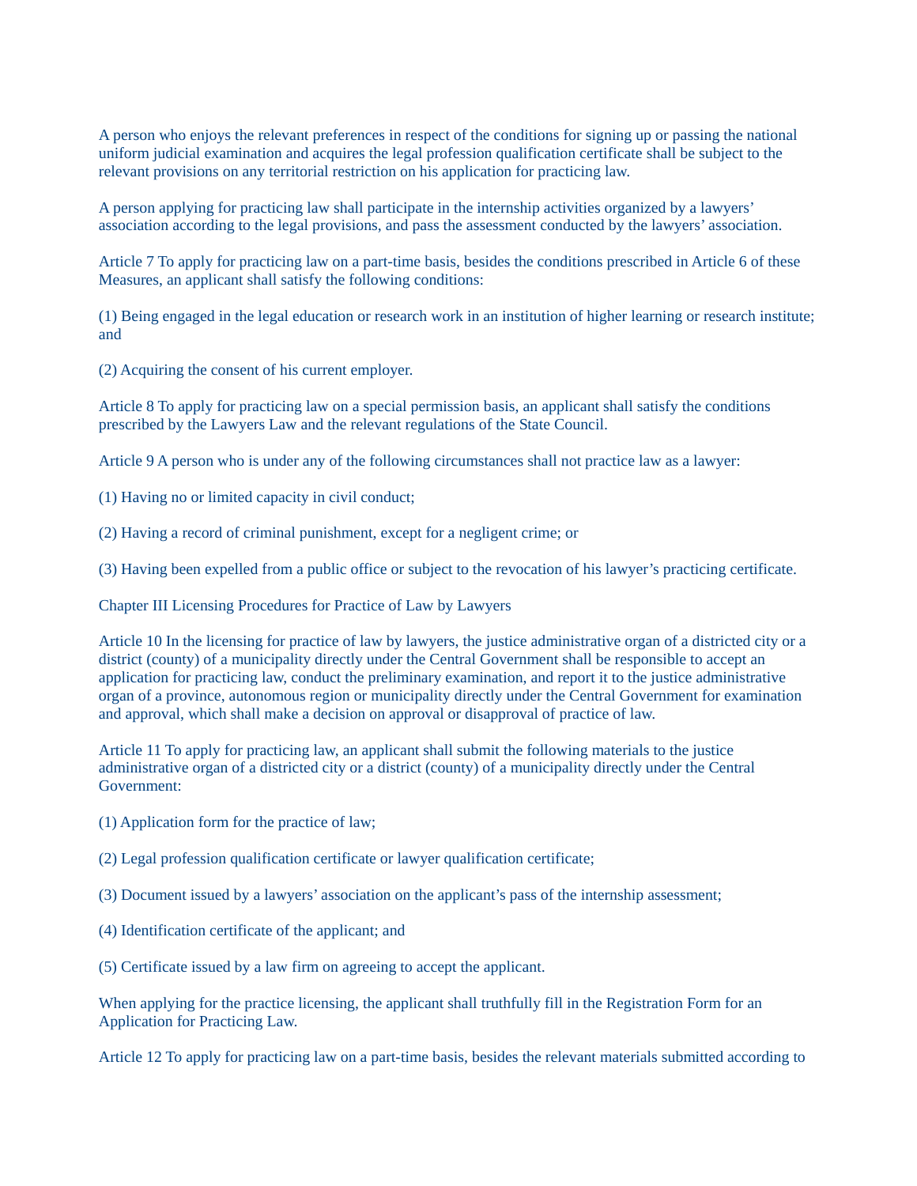A person who enjoys the relevant preferences in respect of the conditions for signing up or passing the national uniform judicial examination and acquires the legal profession qualification certificate shall be subject to the relevant provisions on any territorial restriction on his application for practicing law.

A person applying for practicing law shall participate in the internship activities organized by a lawyers' association according to the legal provisions, and pass the assessment conducted by the lawyers' association.

Article 7 To apply for practicing law on a part-time basis, besides the conditions prescribed in Article 6 of these Measures, an applicant shall satisfy the following conditions:

(1) Being engaged in the legal education or research work in an institution of higher learning or research institute; and

(2) Acquiring the consent of his current employer.

Article 8 To apply for practicing law on a special permission basis, an applicant shall satisfy the conditions prescribed by the Lawyers Law and the relevant regulations of the State Council.

Article 9 A person who is under any of the following circumstances shall not practice law as a lawyer:

(1) Having no or limited capacity in civil conduct;

(2) Having a record of criminal punishment, except for a negligent crime; or

(3) Having been expelled from a public office or subject to the revocation of his lawyer's practicing certificate.

## Chapter III Licensing Procedures for Practice of Law by Lawyers

Article 10 In the licensing for practice of law by lawyers, the justice administrative organ of a districted city or a district (county) of a municipality directly under the Central Government shall be responsible to accept an application for practicing law, conduct the preliminary examination, and report it to the justice administrative organ of a province, autonomous region or municipality directly under the Central Government for examination and approval, which shall make a decision on approval or disapproval of practice of law.

Article 11 To apply for practicing law, an applicant shall submit the following materials to the justice administrative organ of a districted city or a district (county) of a municipality directly under the Central Government:

(1) Application form for the practice of law;

(2) Legal profession qualification certificate or lawyer qualification certificate;

(3) Document issued by a lawyers' association on the applicant's pass of the internship assessment;

(4) Identification certificate of the applicant; and

(5) Certificate issued by a law firm on agreeing to accept the applicant.

When applying for the practice licensing, the applicant shall truthfully fill in the Registration Form for an Application for Practicing Law.

Article 12 To apply for practicing law on a part-time basis, besides the relevant materials submitted according to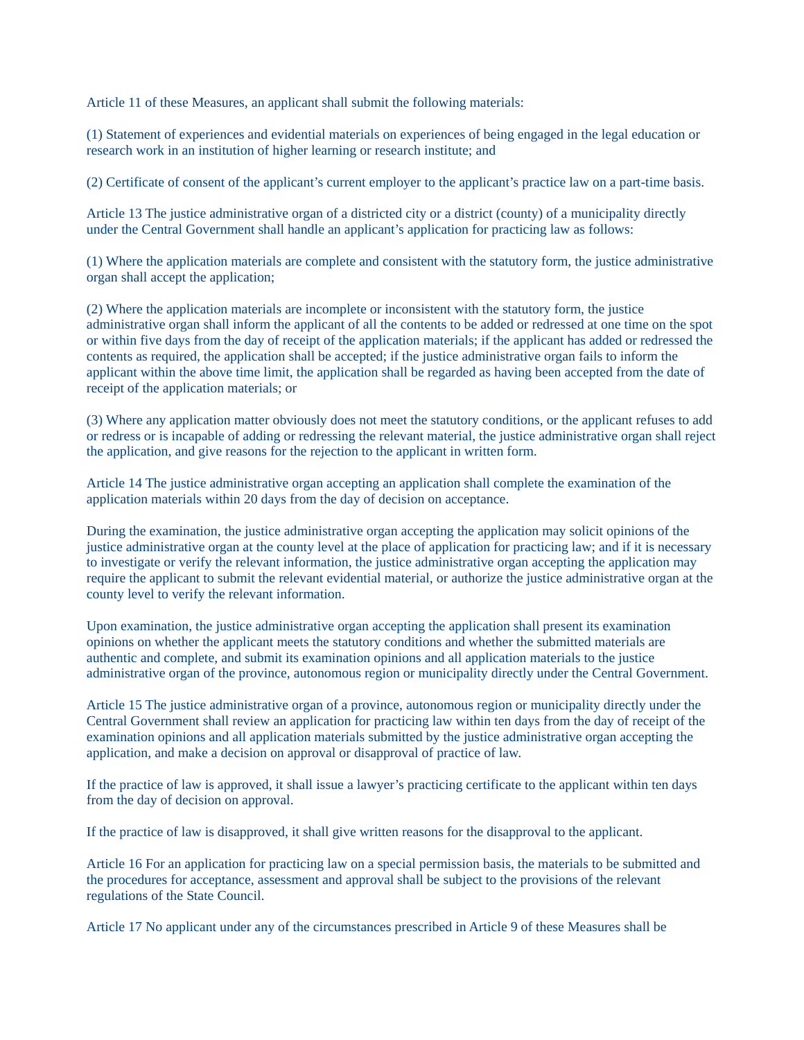Article 11 of these Measures, an applicant shall submit the following materials:

(1) Statement of experiences and evidential materials on experiences of being engaged in the legal education or research work in an institution of higher learning or research institute; and

(2) Certificate of consent of the applicant's current employer to the applicant's practice law on a part-time basis.

Article 13 The justice administrative organ of a districted city or a district (county) of a municipality directly under the Central Government shall handle an applicant's application for practicing law as follows:

(1) Where the application materials are complete and consistent with the statutory form, the justice administrative organ shall accept the application;

(2) Where the application materials are incomplete or inconsistent with the statutory form, the justice administrative organ shall inform the applicant of all the contents to be added or redressed at one time on the spot or within five days from the day of receipt of the application materials; if the applicant has added or redressed the contents as required, the application shall be accepted; if the justice administrative organ fails to inform the applicant within the above time limit, the application shall be regarded as having been accepted from the date of receipt of the application materials; or

(3) Where any application matter obviously does not meet the statutory conditions, or the applicant refuses to add or redress or is incapable of adding or redressing the relevant material, the justice administrative organ shall reject the application, and give reasons for the rejection to the applicant in written form.

Article 14 The justice administrative organ accepting an application shall complete the examination of the application materials within 20 days from the day of decision on acceptance.

During the examination, the justice administrative organ accepting the application may solicit opinions of the justice administrative organ at the county level at the place of application for practicing law; and if it is necessary to investigate or verify the relevant information, the justice administrative organ accepting the application may require the applicant to submit the relevant evidential material, or authorize the justice administrative organ at the county level to verify the relevant information.

Upon examination, the justice administrative organ accepting the application shall present its examination opinions on whether the applicant meets the statutory conditions and whether the submitted materials are authentic and complete, and submit its examination opinions and all application materials to the justice administrative organ of the province, autonomous region or municipality directly under the Central Government.

Article 15 The justice administrative organ of a province, autonomous region or municipality directly under the Central Government shall review an application for practicing law within ten days from the day of receipt of the examination opinions and all application materials submitted by the justice administrative organ accepting the application, and make a decision on approval or disapproval of practice of law.

If the practice of law is approved, it shall issue a lawyer's practicing certificate to the applicant within ten days from the day of decision on approval.

If the practice of law is disapproved, it shall give written reasons for the disapproval to the applicant.

Article 16 For an application for practicing law on a special permission basis, the materials to be submitted and the procedures for acceptance, assessment and approval shall be subject to the provisions of the relevant regulations of the State Council.

Article 17 No applicant under any of the circumstances prescribed in Article 9 of these Measures shall be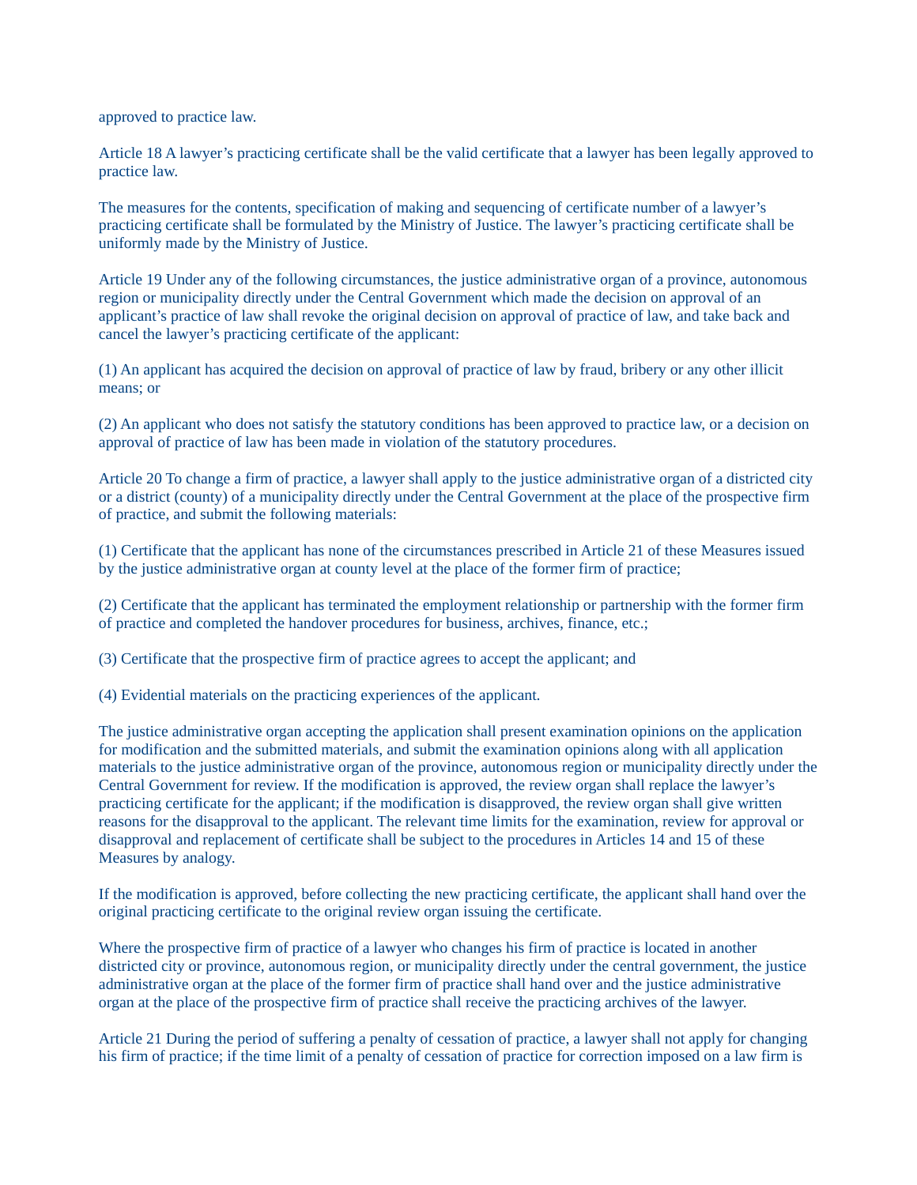approved to practice law.

Article 18 A lawyer's practicing certificate shall be the valid certificate that a lawyer has been legally approved to practice law.

The measures for the contents, specification of making and sequencing of certificate number of a lawyer's practicing certificate shall be formulated by the Ministry of Justice. The lawyer's practicing certificate shall be uniformly made by the Ministry of Justice.

Article 19 Under any of the following circumstances, the justice administrative organ of a province, autonomous region or municipality directly under the Central Government which made the decision on approval of an applicant's practice of law shall revoke the original decision on approval of practice of law, and take back and cancel the lawyer's practicing certificate of the applicant:

(1) An applicant has acquired the decision on approval of practice of law by fraud, bribery or any other illicit means; or

(2) An applicant who does not satisfy the statutory conditions has been approved to practice law, or a decision on approval of practice of law has been made in violation of the statutory procedures.

Article 20 To change a firm of practice, a lawyer shall apply to the justice administrative organ of a districted city or a district (county) of a municipality directly under the Central Government at the place of the prospective firm of practice, and submit the following materials:

(1) Certificate that the applicant has none of the circumstances prescribed in Article 21 of these Measures issued by the justice administrative organ at county level at the place of the former firm of practice;

(2) Certificate that the applicant has terminated the employment relationship or partnership with the former firm of practice and completed the handover procedures for business, archives, finance, etc.;

(3) Certificate that the prospective firm of practice agrees to accept the applicant; and

(4) Evidential materials on the practicing experiences of the applicant.

The justice administrative organ accepting the application shall present examination opinions on the application for modification and the submitted materials, and submit the examination opinions along with all application materials to the justice administrative organ of the province, autonomous region or municipality directly under the Central Government for review. If the modification is approved, the review organ shall replace the lawyer's practicing certificate for the applicant; if the modification is disapproved, the review organ shall give written reasons for the disapproval to the applicant. The relevant time limits for the examination, review for approval or disapproval and replacement of certificate shall be subject to the procedures in Articles 14 and 15 of these Measures by analogy.

If the modification is approved, before collecting the new practicing certificate, the applicant shall hand over the original practicing certificate to the original review organ issuing the certificate.

Where the prospective firm of practice of a lawyer who changes his firm of practice is located in another districted city or province, autonomous region, or municipality directly under the central government, the justice administrative organ at the place of the former firm of practice shall hand over and the justice administrative organ at the place of the prospective firm of practice shall receive the practicing archives of the lawyer.

Article 21 During the period of suffering a penalty of cessation of practice, a lawyer shall not apply for changing his firm of practice; if the time limit of a penalty of cessation of practice for correction imposed on a law firm is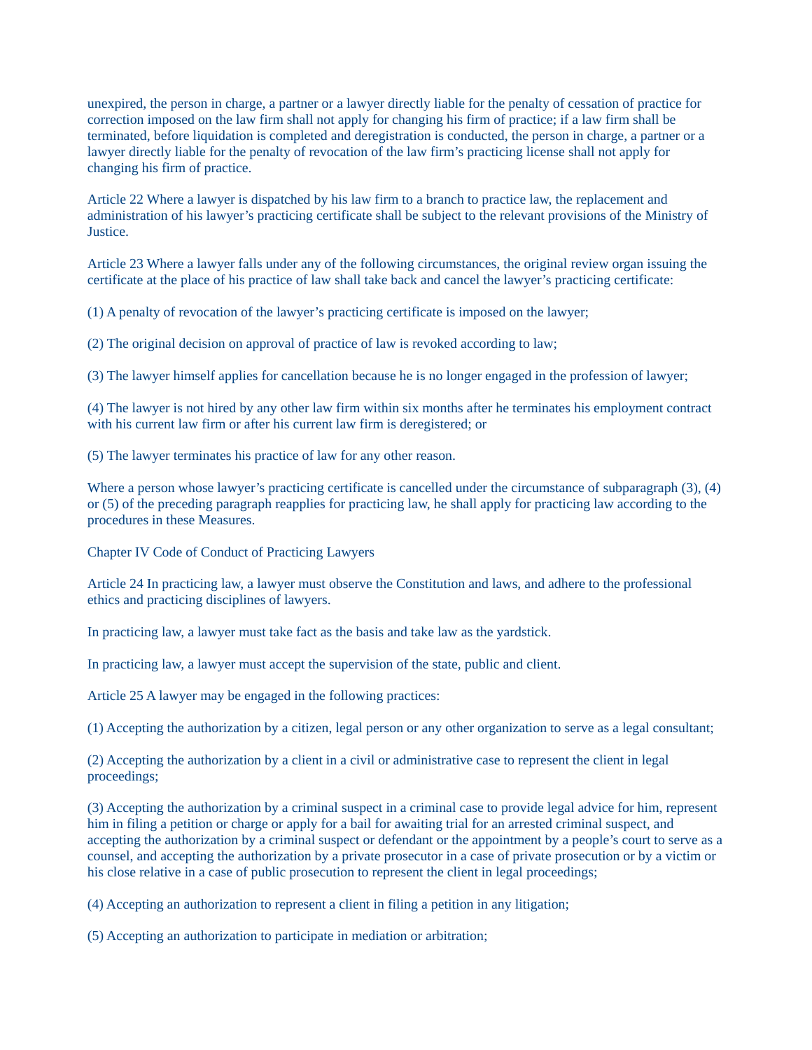unexpired, the person in charge, a partner or a lawyer directly liable for the penalty of cessation of practice for correction imposed on the law firm shall not apply for changing his firm of practice; if a law firm shall be terminated, before liquidation is completed and deregistration is conducted, the person in charge, a partner or a lawyer directly liable for the penalty of revocation of the law firm's practicing license shall not apply for changing his firm of practice.

Article 22 Where a lawyer is dispatched by his law firm to a branch to practice law, the replacement and administration of his lawyer's practicing certificate shall be subject to the relevant provisions of the Ministry of Justice.

Article 23 Where a lawyer falls under any of the following circumstances, the original review organ issuing the certificate at the place of his practice of law shall take back and cancel the lawyer's practicing certificate:

(1) A penalty of revocation of the lawyer's practicing certificate is imposed on the lawyer;

(2) The original decision on approval of practice of law is revoked according to law;

(3) The lawyer himself applies for cancellation because he is no longer engaged in the profession of lawyer;

(4) The lawyer is not hired by any other law firm within six months after he terminates his employment contract with his current law firm or after his current law firm is deregistered; or

(5) The lawyer terminates his practice of law for any other reason.

Where a person whose lawyer's practicing certificate is cancelled under the circumstance of subparagraph (3), (4) or (5) of the preceding paragraph reapplies for practicing law, he shall apply for practicing law according to the procedures in these Measures.

## Chapter IV Code of Conduct of Practicing Lawyers

Article 24 In practicing law, a lawyer must observe the Constitution and laws, and adhere to the professional ethics and practicing disciplines of lawyers.

In practicing law, a lawyer must take fact as the basis and take law as the yardstick.

In practicing law, a lawyer must accept the supervision of the state, public and client.

Article 25 A lawyer may be engaged in the following practices:

(1) Accepting the authorization by a citizen, legal person or any other organization to serve as a legal consultant;

(2) Accepting the authorization by a client in a civil or administrative case to represent the client in legal proceedings;

(3) Accepting the authorization by a criminal suspect in a criminal case to provide legal advice for him, represent him in filing a petition or charge or apply for a bail for awaiting trial for an arrested criminal suspect, and accepting the authorization by a criminal suspect or defendant or the appointment by a people's court to serve as a counsel, and accepting the authorization by a private prosecutor in a case of private prosecution or by a victim or his close relative in a case of public prosecution to represent the client in legal proceedings;

(4) Accepting an authorization to represent a client in filing a petition in any litigation;

(5) Accepting an authorization to participate in mediation or arbitration;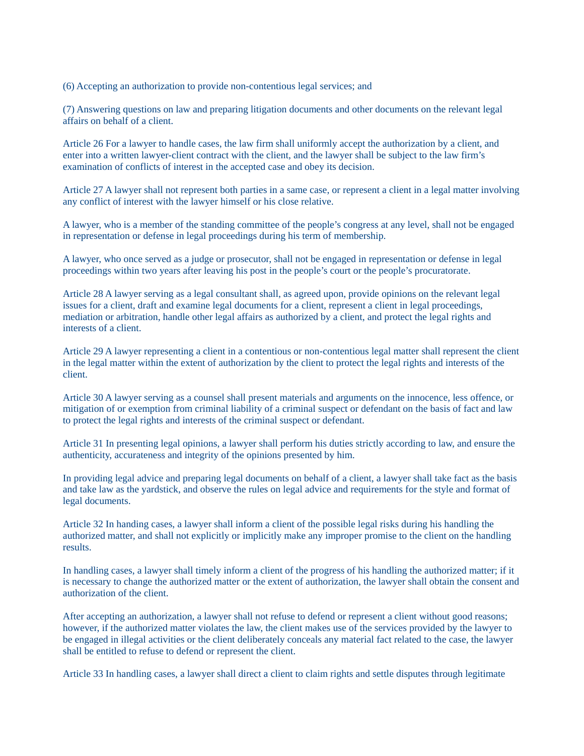(6) Accepting an authorization to provide non-contentious legal services; and

(7) Answering questions on law and preparing litigation documents and other documents on the relevant legal affairs on behalf of a client.

Article 26 For a lawyer to handle cases, the law firm shall uniformly accept the authorization by a client, and enter into a written lawyer-client contract with the client, and the lawyer shall be subject to the law firm's examination of conflicts of interest in the accepted case and obey its decision.

Article 27 A lawyer shall not represent both parties in a same case, or represent a client in a legal matter involving any conflict of interest with the lawyer himself or his close relative.

A lawyer, who is a member of the standing committee of the people's congress at any level, shall not be engaged in representation or defense in legal proceedings during his term of membership.

A lawyer, who once served as a judge or prosecutor, shall not be engaged in representation or defense in legal proceedings within two years after leaving his post in the people's court or the people's procuratorate.

Article 28 A lawyer serving as a legal consultant shall, as agreed upon, provide opinions on the relevant legal issues for a client, draft and examine legal documents for a client, represent a client in legal proceedings, mediation or arbitration, handle other legal affairs as authorized by a client, and protect the legal rights and interests of a client.

Article 29 A lawyer representing a client in a contentious or non-contentious legal matter shall represent the client in the legal matter within the extent of authorization by the client to protect the legal rights and interests of the client.

Article 30 A lawyer serving as a counsel shall present materials and arguments on the innocence, less offence, or mitigation of or exemption from criminal liability of a criminal suspect or defendant on the basis of fact and law to protect the legal rights and interests of the criminal suspect or defendant.

Article 31 In presenting legal opinions, a lawyer shall perform his duties strictly according to law, and ensure the authenticity, accurateness and integrity of the opinions presented by him.

In providing legal advice and preparing legal documents on behalf of a client, a lawyer shall take fact as the basis and take law as the yardstick, and observe the rules on legal advice and requirements for the style and format of legal documents.

Article 32 In handing cases, a lawyer shall inform a client of the possible legal risks during his handling the authorized matter, and shall not explicitly or implicitly make any improper promise to the client on the handling results.

In handling cases, a lawyer shall timely inform a client of the progress of his handling the authorized matter; if it is necessary to change the authorized matter or the extent of authorization, the lawyer shall obtain the consent and authorization of the client.

After accepting an authorization, a lawyer shall not refuse to defend or represent a client without good reasons; however, if the authorized matter violates the law, the client makes use of the services provided by the lawyer to be engaged in illegal activities or the client deliberately conceals any material fact related to the case, the lawyer shall be entitled to refuse to defend or represent the client.

Article 33 In handling cases, a lawyer shall direct a client to claim rights and settle disputes through legitimate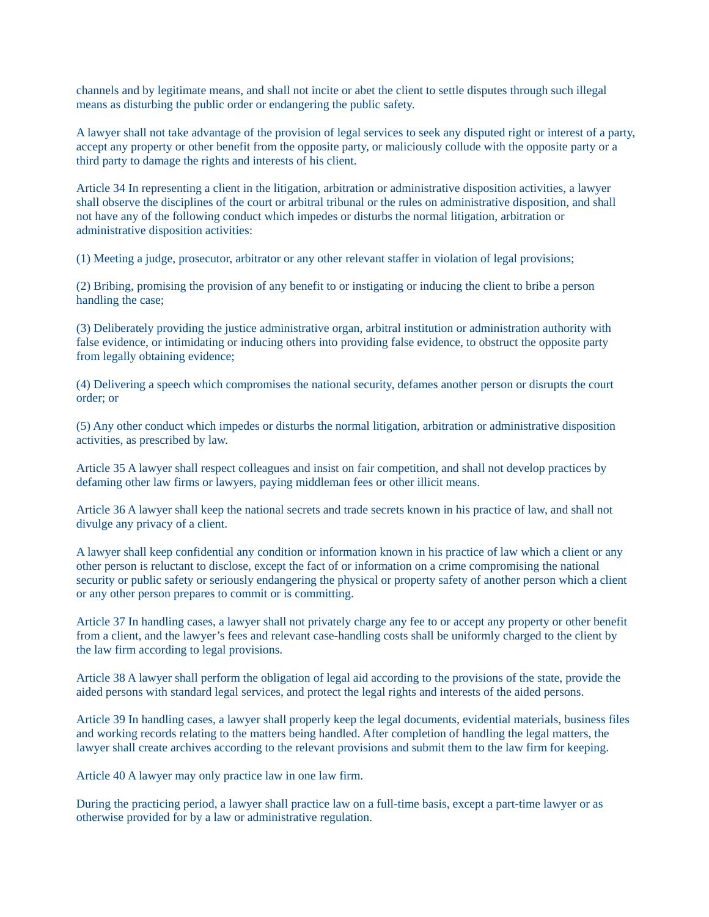channels and by legitimate means, and shall not incite or abet the client to settle disputes through such illegal means as disturbing the public order or endangering the public safety.

A lawyer shall not take advantage of the provision of legal services to seek any disputed right or interest of a party, accept any property or other benefit from the opposite party, or maliciously collude with the opposite party or a third party to damage the rights and interests of his client.

Article 34 In representing a client in the litigation, arbitration or administrative disposition activities, a lawyer shall observe the disciplines of the court or arbitral tribunal or the rules on administrative disposition, and shall not have any of the following conduct which impedes or disturbs the normal litigation, arbitration or administrative disposition activities:

(1) Meeting a judge, prosecutor, arbitrator or any other relevant staffer in violation of legal provisions;

(2) Bribing, promising the provision of any benefit to or instigating or inducing the client to bribe a person handling the case;

(3) Deliberately providing the justice administrative organ, arbitral institution or administration authority with false evidence, or intimidating or inducing others into providing false evidence, to obstruct the opposite party from legally obtaining evidence;

(4) Delivering a speech which compromises the national security, defames another person or disrupts the court order; or

(5) Any other conduct which impedes or disturbs the normal litigation, arbitration or administrative disposition activities, as prescribed by law.

Article 35 A lawyer shall respect colleagues and insist on fair competition, and shall not develop practices by defaming other law firms or lawyers, paying middleman fees or other illicit means.

Article 36 A lawyer shall keep the national secrets and trade secrets known in his practice of law, and shall not divulge any privacy of a client.

A lawyer shall keep confidential any condition or information known in his practice of law which a client or any other person is reluctant to disclose, except the fact of or information on a crime compromising the national security or public safety or seriously endangering the physical or property safety of another person which a client or any other person prepares to commit or is committing.

Article 37 In handling cases, a lawyer shall not privately charge any fee to or accept any property or other benefit from a client, and the lawyer's fees and relevant case-handling costs shall be uniformly charged to the client by the law firm according to legal provisions.

Article 38 A lawyer shall perform the obligation of legal aid according to the provisions of the state, provide the aided persons with standard legal services, and protect the legal rights and interests of the aided persons.

Article 39 In handling cases, a lawyer shall properly keep the legal documents, evidential materials, business files and working records relating to the matters being handled. After completion of handling the legal matters, the lawyer shall create archives according to the relevant provisions and submit them to the law firm for keeping.

Article 40 A lawyer may only practice law in one law firm.

During the practicing period, a lawyer shall practice law on a full-time basis, except a part-time lawyer or as otherwise provided for by a law or administrative regulation.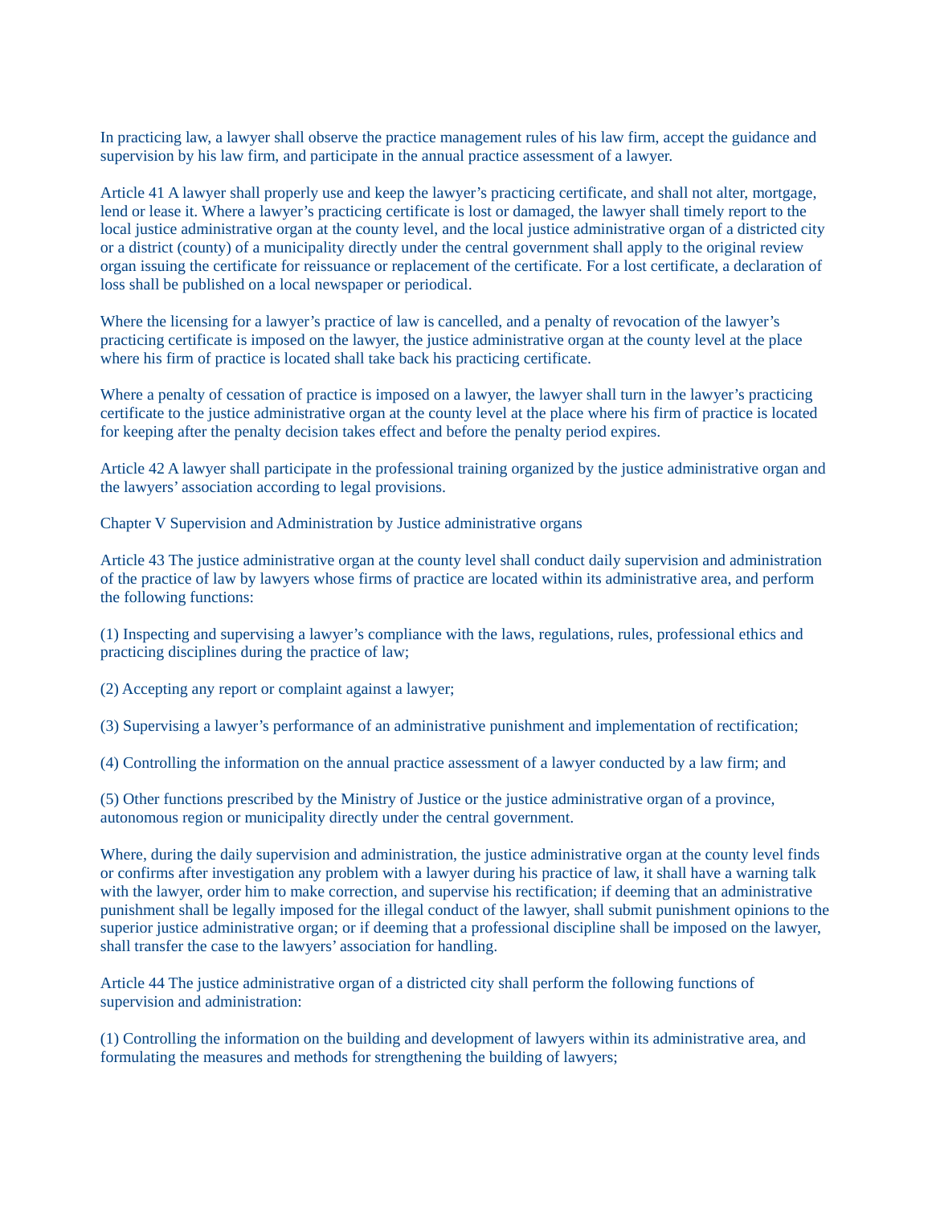In practicing law, a lawyer shall observe the practice management rules of his law firm, accept the guidance and supervision by his law firm, and participate in the annual practice assessment of a lawyer.

Article 41 A lawyer shall properly use and keep the lawyer's practicing certificate, and shall not alter, mortgage, lend or lease it. Where a lawyer's practicing certificate is lost or damaged, the lawyer shall timely report to the local justice administrative organ at the county level, and the local justice administrative organ of a districted city or a district (county) of a municipality directly under the central government shall apply to the original review organ issuing the certificate for reissuance or replacement of the certificate. For a lost certificate, a declaration of loss shall be published on a local newspaper or periodical.

Where the licensing for a lawyer's practice of law is cancelled, and a penalty of revocation of the lawyer's practicing certificate is imposed on the lawyer, the justice administrative organ at the county level at the place where his firm of practice is located shall take back his practicing certificate.

Where a penalty of cessation of practice is imposed on a lawyer, the lawyer shall turn in the lawyer's practicing certificate to the justice administrative organ at the county level at the place where his firm of practice is located for keeping after the penalty decision takes effect and before the penalty period expires.

Article 42 A lawyer shall participate in the professional training organized by the justice administrative organ and the lawyers' association according to legal provisions.

## Chapter V Supervision and Administration by Justice administrative organs

Article 43 The justice administrative organ at the county level shall conduct daily supervision and administration of the practice of law by lawyers whose firms of practice are located within its administrative area, and perform the following functions:

(1) Inspecting and supervising a lawyer's compliance with the laws, regulations, rules, professional ethics and practicing disciplines during the practice of law;

(2) Accepting any report or complaint against a lawyer;

(3) Supervising a lawyer's performance of an administrative punishment and implementation of rectification;

(4) Controlling the information on the annual practice assessment of a lawyer conducted by a law firm; and

(5) Other functions prescribed by the Ministry of Justice or the justice administrative organ of a province, autonomous region or municipality directly under the central government.

Where, during the daily supervision and administration, the justice administrative organ at the county level finds or confirms after investigation any problem with a lawyer during his practice of law, it shall have a warning talk with the lawyer, order him to make correction, and supervise his rectification; if deeming that an administrative punishment shall be legally imposed for the illegal conduct of the lawyer, shall submit punishment opinions to the superior justice administrative organ; or if deeming that a professional discipline shall be imposed on the lawyer, shall transfer the case to the lawyers' association for handling.

Article 44 The justice administrative organ of a districted city shall perform the following functions of supervision and administration:

(1) Controlling the information on the building and development of lawyers within its administrative area, and formulating the measures and methods for strengthening the building of lawyers;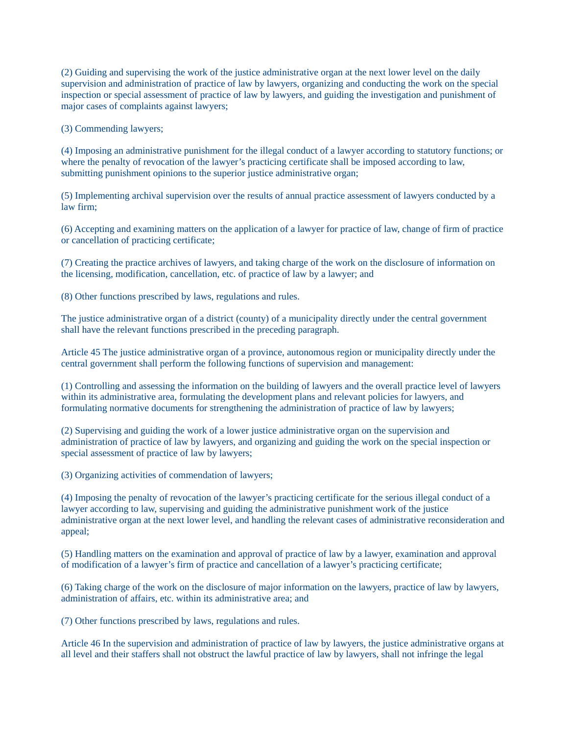(2) Guiding and supervising the work of the justice administrative organ at the next lower level on the daily supervision and administration of practice of law by lawyers, organizing and conducting the work on the special inspection or special assessment of practice of law by lawyers, and guiding the investigation and punishment of major cases of complaints against lawyers;

(3) Commending lawyers;

(4) Imposing an administrative punishment for the illegal conduct of a lawyer according to statutory functions; or where the penalty of revocation of the lawyer's practicing certificate shall be imposed according to law, submitting punishment opinions to the superior justice administrative organ;

(5) Implementing archival supervision over the results of annual practice assessment of lawyers conducted by a law firm;

(6) Accepting and examining matters on the application of a lawyer for practice of law, change of firm of practice or cancellation of practicing certificate;

(7) Creating the practice archives of lawyers, and taking charge of the work on the disclosure of information on the licensing, modification, cancellation, etc. of practice of law by a lawyer; and

(8) Other functions prescribed by laws, regulations and rules.

The justice administrative organ of a district (county) of a municipality directly under the central government shall have the relevant functions prescribed in the preceding paragraph.

Article 45 The justice administrative organ of a province, autonomous region or municipality directly under the central government shall perform the following functions of supervision and management:

(1) Controlling and assessing the information on the building of lawyers and the overall practice level of lawyers within its administrative area, formulating the development plans and relevant policies for lawyers, and formulating normative documents for strengthening the administration of practice of law by lawyers;

(2) Supervising and guiding the work of a lower justice administrative organ on the supervision and administration of practice of law by lawyers, and organizing and guiding the work on the special inspection or special assessment of practice of law by lawyers;

(3) Organizing activities of commendation of lawyers;

(4) Imposing the penalty of revocation of the lawyer's practicing certificate for the serious illegal conduct of a lawyer according to law, supervising and guiding the administrative punishment work of the justice administrative organ at the next lower level, and handling the relevant cases of administrative reconsideration and appeal;

(5) Handling matters on the examination and approval of practice of law by a lawyer, examination and approval of modification of a lawyer's firm of practice and cancellation of a lawyer's practicing certificate;

(6) Taking charge of the work on the disclosure of major information on the lawyers, practice of law by lawyers, administration of affairs, etc. within its administrative area; and

(7) Other functions prescribed by laws, regulations and rules.

Article 46 In the supervision and administration of practice of law by lawyers, the justice administrative organs at all level and their staffers shall not obstruct the lawful practice of law by lawyers, shall not infringe the legal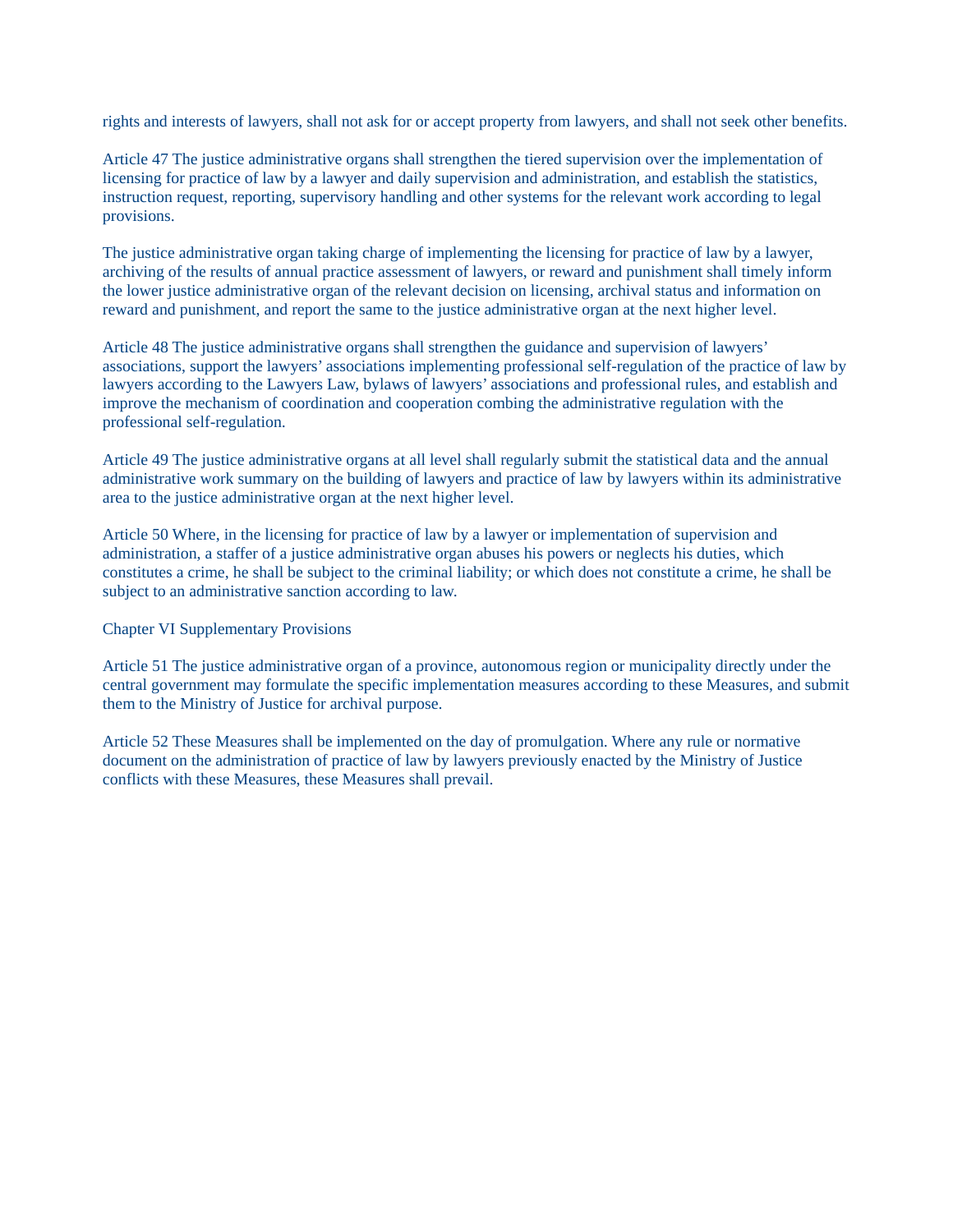rights and interests of lawyers, shall not ask for or accept property from lawyers, and shall not seek other benefits.

Article 47 The justice administrative organs shall strengthen the tiered supervision over the implementation of licensing for practice of law by a lawyer and daily supervision and administration, and establish the statistics, instruction request, reporting, supervisory handling and other systems for the relevant work according to legal provisions.

The justice administrative organ taking charge of implementing the licensing for practice of law by a lawyer, archiving of the results of annual practice assessment of lawyers, or reward and punishment shall timely inform the lower justice administrative organ of the relevant decision on licensing, archival status and information on reward and punishment, and report the same to the justice administrative organ at the next higher level.

Article 48 The justice administrative organs shall strengthen the guidance and supervision of lawyers' associations, support the lawyers' associations implementing professional self-regulation of the practice of law by lawyers according to the Lawyers Law, bylaws of lawyers' associations and professional rules, and establish and improve the mechanism of coordination and cooperation combing the administrative regulation with the professional self-regulation.

Article 49 The justice administrative organs at all level shall regularly submit the statistical data and the annual administrative work summary on the building of lawyers and practice of law by lawyers within its administrative area to the justice administrative organ at the next higher level.

Article 50 Where, in the licensing for practice of law by a lawyer or implementation of supervision and administration, a staffer of a justice administrative organ abuses his powers or neglects his duties, which constitutes a crime, he shall be subject to the criminal liability; or which does not constitute a crime, he shall be subject to an administrative sanction according to law.

## Chapter VI Supplementary Provisions

Article 51 The justice administrative organ of a province, autonomous region or municipality directly under the central government may formulate the specific implementation measures according to these Measures, and submit them to the Ministry of Justice for archival purpose.

Article 52 These Measures shall be implemented on the day of promulgation. Where any rule or normative document on the administration of practice of law by lawyers previously enacted by the Ministry of Justice conflicts with these Measures, these Measures shall prevail.